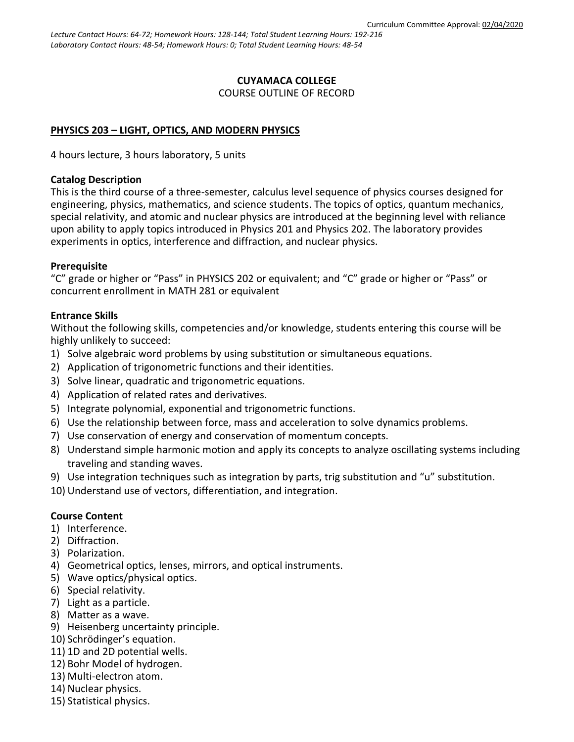Curriculum Committee Approval: 02/04/2020

*Lecture Contact Hours: 64-72; Homework Hours: 128-144; Total Student Learning Hours: 192-216*
*Laboratory Contact Hours: 48-54; Homework Hours: 0; Total Student Learning Hours: 48-54*

**CUYAMACA COLLEGE**
COURSE OUTLINE OF RECORD

**PHYSICS 203 – LIGHT, OPTICS, AND MODERN PHYSICS**

4 hours lecture, 3 hours laboratory, 5 units

**Catalog Description**
This is the third course of a three-semester, calculus level sequence of physics courses designed for engineering, physics, mathematics, and science students. The topics of optics, quantum mechanics, special relativity, and atomic and nuclear physics are introduced at the beginning level with reliance upon ability to apply topics introduced in Physics 201 and Physics 202. The laboratory provides experiments in optics, interference and diffraction, and nuclear physics.

**Prerequisite**
"C" grade or higher or "Pass" in PHYSICS 202 or equivalent; and "C" grade or higher or "Pass" or concurrent enrollment in MATH 281 or equivalent

**Entrance Skills**
Without the following skills, competencies and/or knowledge, students entering this course will be highly unlikely to succeed:

1) Solve algebraic word problems by using substitution or simultaneous equations.
2) Application of trigonometric functions and their identities.
3) Solve linear, quadratic and trigonometric equations.
4) Application of related rates and derivatives.
5) Integrate polynomial, exponential and trigonometric functions.
6) Use the relationship between force, mass and acceleration to solve dynamics problems.
7) Use conservation of energy and conservation of momentum concepts.
8) Understand simple harmonic motion and apply its concepts to analyze oscillating systems including traveling and standing waves.
9) Use integration techniques such as integration by parts, trig substitution and "u" substitution.
10) Understand use of vectors, differentiation, and integration.

**Course Content**

1) Interference.
2) Diffraction.
3) Polarization.
4) Geometrical optics, lenses, mirrors, and optical instruments.
5) Wave optics/physical optics.
6) Special relativity.
7) Light as a particle.
8) Matter as a wave.
9) Heisenberg uncertainty principle.
10) Schrödinger's equation.
11) 1D and 2D potential wells.
12) Bohr Model of hydrogen.
13) Multi-electron atom.
14) Nuclear physics.
15) Statistical physics.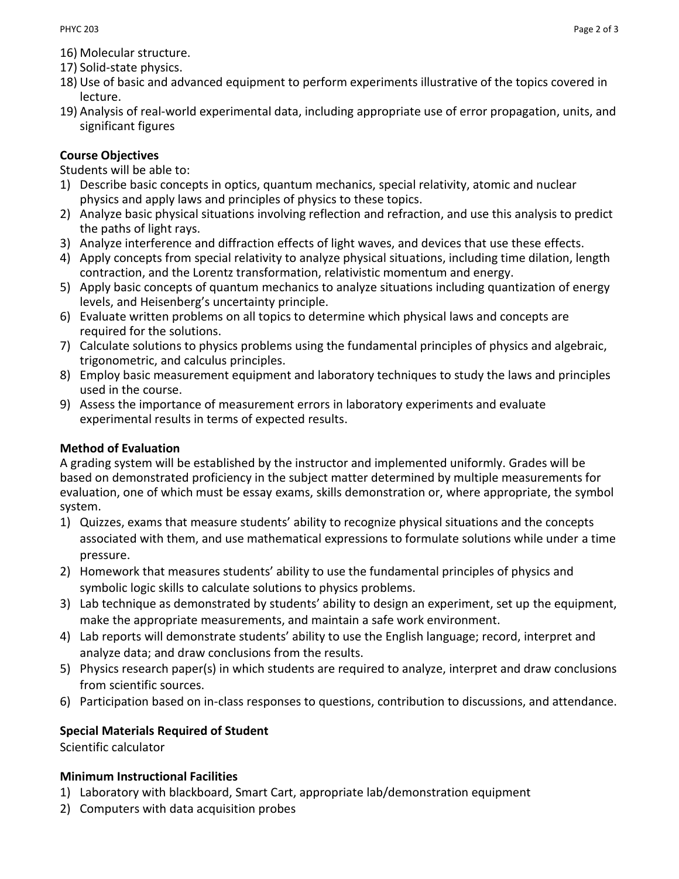16) Molecular structure.
17) Solid-state physics.
18) Use of basic and advanced equipment to perform experiments illustrative of the topics covered in lecture.
19) Analysis of real-world experimental data, including appropriate use of error propagation, units, and significant figures

**Course Objectives**

Students will be able to:

1) Describe basic concepts in optics, quantum mechanics, special relativity, atomic and nuclear physics and apply laws and principles of physics to these topics.
2) Analyze basic physical situations involving reflection and refraction, and use this analysis to predict the paths of light rays.
3) Analyze interference and diffraction effects of light waves, and devices that use these effects.
4) Apply concepts from special relativity to analyze physical situations, including time dilation, length contraction, and the Lorentz transformation, relativistic momentum and energy.
5) Apply basic concepts of quantum mechanics to analyze situations including quantization of energy levels, and Heisenberg's uncertainty principle.
6) Evaluate written problems on all topics to determine which physical laws and concepts are required for the solutions.
7) Calculate solutions to physics problems using the fundamental principles of physics and algebraic, trigonometric, and calculus principles.
8) Employ basic measurement equipment and laboratory techniques to study the laws and principles used in the course.
9) Assess the importance of measurement errors in laboratory experiments and evaluate experimental results in terms of expected results.

**Method of Evaluation**

A grading system will be established by the instructor and implemented uniformly. Grades will be based on demonstrated proficiency in the subject matter determined by multiple measurements for evaluation, one of which must be essay exams, skills demonstration or, where appropriate, the symbol system.

1) Quizzes, exams that measure students' ability to recognize physical situations and the concepts associated with them, and use mathematical expressions to formulate solutions while under a time pressure.
2) Homework that measures students' ability to use the fundamental principles of physics and symbolic logic skills to calculate solutions to physics problems.
3) Lab technique as demonstrated by students' ability to design an experiment, set up the equipment, make the appropriate measurements, and maintain a safe work environment.
4) Lab reports will demonstrate students' ability to use the English language; record, interpret and analyze data; and draw conclusions from the results.
5) Physics research paper(s) in which students are required to analyze, interpret and draw conclusions from scientific sources.
6) Participation based on in-class responses to questions, contribution to discussions, and attendance.

**Special Materials Required of Student**

Scientific calculator

**Minimum Instructional Facilities**

1) Laboratory with blackboard, Smart Cart, appropriate lab/demonstration equipment
2) Computers with data acquisition probes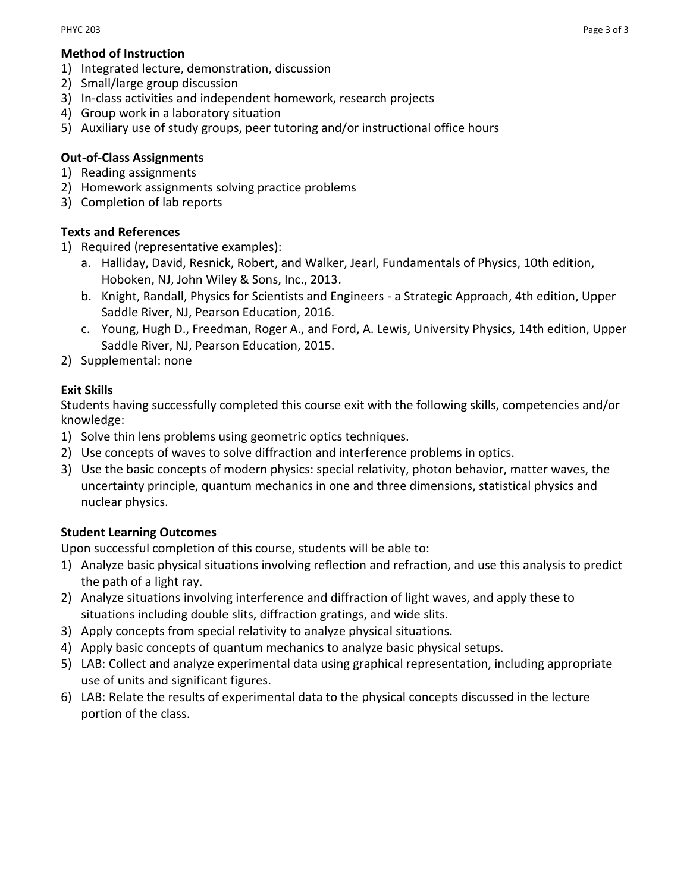**Method of Instruction**

1) Integrated lecture, demonstration, discussion
2) Small/large group discussion
3) In-class activities and independent homework, research projects
4) Group work in a laboratory situation
5) Auxiliary use of study groups, peer tutoring and/or instructional office hours

**Out-of-Class Assignments**

1) Reading assignments
2) Homework assignments solving practice problems
3) Completion of lab reports

**Texts and References**

1) Required (representative examples):
   a. Halliday, David, Resnick, Robert, and Walker, Jearl, Fundamentals of Physics, 10th edition, Hoboken, NJ, John Wiley & Sons, Inc., 2013.
   b. Knight, Randall, Physics for Scientists and Engineers - a Strategic Approach, 4th edition, Upper Saddle River, NJ, Pearson Education, 2016.
   c. Young, Hugh D., Freedman, Roger A., and Ford, A. Lewis, University Physics, 14th edition, Upper Saddle River, NJ, Pearson Education, 2015.
2) Supplemental: none

**Exit Skills**

Students having successfully completed this course exit with the following skills, competencies and/or knowledge:

1) Solve thin lens problems using geometric optics techniques.
2) Use concepts of waves to solve diffraction and interference problems in optics.
3) Use the basic concepts of modern physics: special relativity, photon behavior, matter waves, the uncertainty principle, quantum mechanics in one and three dimensions, statistical physics and nuclear physics.

**Student Learning Outcomes**

Upon successful completion of this course, students will be able to:

1) Analyze basic physical situations involving reflection and refraction, and use this analysis to predict the path of a light ray.
2) Analyze situations involving interference and diffraction of light waves, and apply these to situations including double slits, diffraction gratings, and wide slits.
3) Apply concepts from special relativity to analyze physical situations.
4) Apply basic concepts of quantum mechanics to analyze basic physical setups.
5) LAB: Collect and analyze experimental data using graphical representation, including appropriate use of units and significant figures.
6) LAB: Relate the results of experimental data to the physical concepts discussed in the lecture portion of the class.